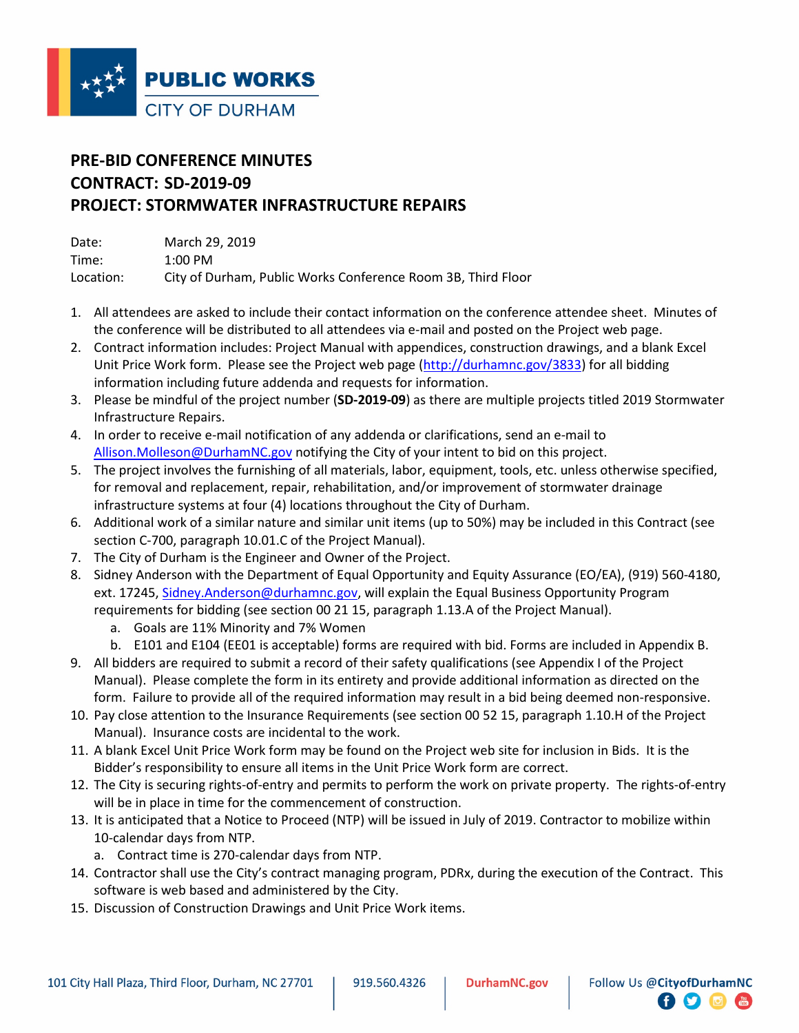PUBLIC WORKS
CITY OF DURHAM

# PRE-BID CONFERENCE MINUTES
# CONTRACT: SD-2019-09
# PROJECT: STORMWATER INFRASTRUCTURE REPAIRS

Date: March 29, 2019
Time: 1:00 PM
Location: City of Durham, Public Works Conference Room 3B, Third Floor

1. All attendees are asked to include their contact information on the conference attendee sheet. Minutes of the conference will be distributed to all attendees via e-mail and posted on the Project web page.
2. Contract information includes: Project Manual with appendices, construction drawings, and a blank Excel Unit Price Work form. Please see the Project web page (http://durhamnc.gov/3833) for all bidding information including future addenda and requests for information.
3. Please be mindful of the project number (**SD-2019-09**) as there are multiple projects titled 2019 Stormwater Infrastructure Repairs.
4. In order to receive e-mail notification of any addenda or clarifications, send an e-mail to Allison.Molleson@DurhamNC.gov notifying the City of your intent to bid on this project.
5. The project involves the furnishing of all materials, labor, equipment, tools, etc. unless otherwise specified, for removal and replacement, repair, rehabilitation, and/or improvement of stormwater drainage infrastructure systems at four (4) locations throughout the City of Durham.
6. Additional work of a similar nature and similar unit items (up to 50%) may be included in this Contract (see section C-700, paragraph 10.01.C of the Project Manual).
7. The City of Durham is the Engineer and Owner of the Project.
8. Sidney Anderson with the Department of Equal Opportunity and Equity Assurance (EO/EA), (919) 560-4180, ext. 17245, Sidney.Anderson@durhamnc.gov, will explain the Equal Business Opportunity Program requirements for bidding (see section 00 21 15, paragraph 1.13.A of the Project Manual).
   a. Goals are 11% Minority and 7% Women
   b. E101 and E104 (EE01 is acceptable) forms are required with bid. Forms are included in Appendix B.
9. All bidders are required to submit a record of their safety qualifications (see Appendix I of the Project Manual). Please complete the form in its entirety and provide additional information as directed on the form. Failure to provide all of the required information may result in a bid being deemed non-responsive.
10. Pay close attention to the Insurance Requirements (see section 00 52 15, paragraph 1.10.H of the Project Manual). Insurance costs are incidental to the work.
11. A blank Excel Unit Price Work form may be found on the Project web site for inclusion in Bids. It is the Bidder's responsibility to ensure all items in the Unit Price Work form are correct.
12. The City is securing rights-of-entry and permits to perform the work on private property. The rights-of-entry will be in place in time for the commencement of construction.
13. It is anticipated that a Notice to Proceed (NTP) will be issued in July of 2019. Contractor to mobilize within 10-calendar days from NTP.
    a. Contract time is 270-calendar days from NTP.
14. Contractor shall use the City's contract managing program, PDRx, during the execution of the Contract. This software is web based and administered by the City.
15. Discussion of Construction Drawings and Unit Price Work items.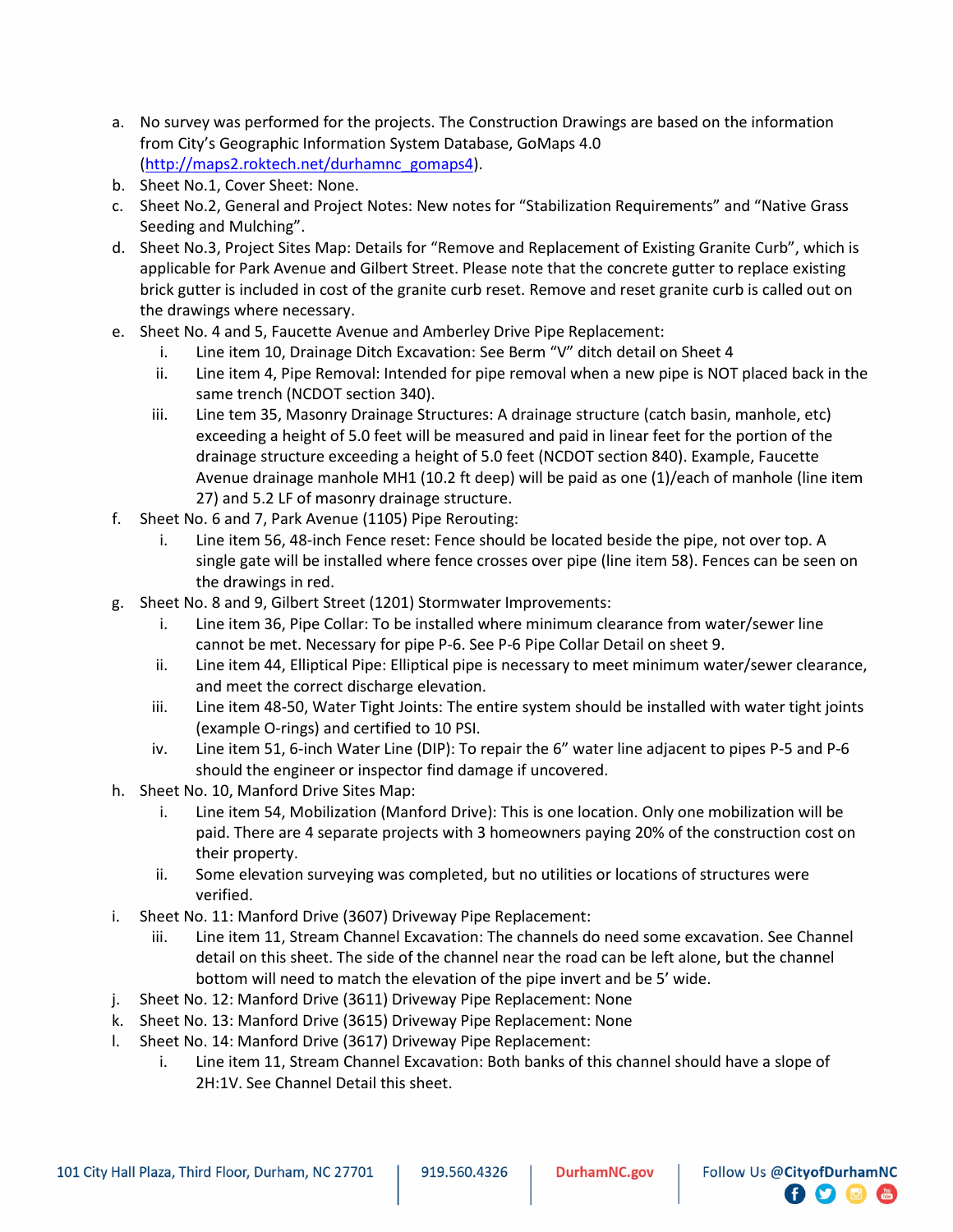a. No survey was performed for the projects. The Construction Drawings are based on the information from City's Geographic Information System Database, GoMaps 4.0 (http://maps2.roktech.net/durhamnc_gomaps4).

b. Sheet No.1, Cover Sheet: None.

c. Sheet No.2, General and Project Notes: New notes for "Stabilization Requirements" and "Native Grass Seeding and Mulching".

d. Sheet No.3, Project Sites Map: Details for "Remove and Replacement of Existing Granite Curb", which is applicable for Park Avenue and Gilbert Street. Please note that the concrete gutter to replace existing brick gutter is included in cost of the granite curb reset. Remove and reset granite curb is called out on the drawings where necessary.

e. Sheet No. 4 and 5, Faucette Avenue and Amberley Drive Pipe Replacement:
   - i. Line item 10, Drainage Ditch Excavation: See Berm "V" ditch detail on Sheet 4
   - ii. Line item 4, Pipe Removal: Intended for pipe removal when a new pipe is NOT placed back in the same trench (NCDOT section 340).
   - iii. Line tem 35, Masonry Drainage Structures: A drainage structure (catch basin, manhole, etc) exceeding a height of 5.0 feet will be measured and paid in linear feet for the portion of the drainage structure exceeding a height of 5.0 feet (NCDOT section 840). Example, Faucette Avenue drainage manhole MH1 (10.2 ft deep) will be paid as one (1)/each of manhole (line item 27) and 5.2 LF of masonry drainage structure.

f. Sheet No. 6 and 7, Park Avenue (1105) Pipe Rerouting:
   - i. Line item 56, 48-inch Fence reset: Fence should be located beside the pipe, not over top. A single gate will be installed where fence crosses over pipe (line item 58). Fences can be seen on the drawings in red.

g. Sheet No. 8 and 9, Gilbert Street (1201) Stormwater Improvements:
   - i. Line item 36, Pipe Collar: To be installed where minimum clearance from water/sewer line cannot be met. Necessary for pipe P-6. See P-6 Pipe Collar Detail on sheet 9.
   - ii. Line item 44, Elliptical Pipe: Elliptical pipe is necessary to meet minimum water/sewer clearance, and meet the correct discharge elevation.
   - iii. Line item 48-50, Water Tight Joints: The entire system should be installed with water tight joints (example O-rings) and certified to 10 PSI.
   - iv. Line item 51, 6-inch Water Line (DIP): To repair the 6" water line adjacent to pipes P-5 and P-6 should the engineer or inspector find damage if uncovered.

h. Sheet No. 10, Manford Drive Sites Map:
   - i. Line item 54, Mobilization (Manford Drive): This is one location. Only one mobilization will be paid. There are 4 separate projects with 3 homeowners paying 20% of the construction cost on their property.
   - ii. Some elevation surveying was completed, but no utilities or locations of structures were verified.

i. Sheet No. 11: Manford Drive (3607) Driveway Pipe Replacement:
   - iii. Line item 11, Stream Channel Excavation: The channels do need some excavation. See Channel detail on this sheet. The side of the channel near the road can be left alone, but the channel bottom will need to match the elevation of the pipe invert and be 5' wide.

j. Sheet No. 12: Manford Drive (3611) Driveway Pipe Replacement: None

k. Sheet No. 13: Manford Drive (3615) Driveway Pipe Replacement: None

l. Sheet No. 14: Manford Drive (3617) Driveway Pipe Replacement:
   - i. Line item 11, Stream Channel Excavation: Both banks of this channel should have a slope of 2H:1V. See Channel Detail this sheet.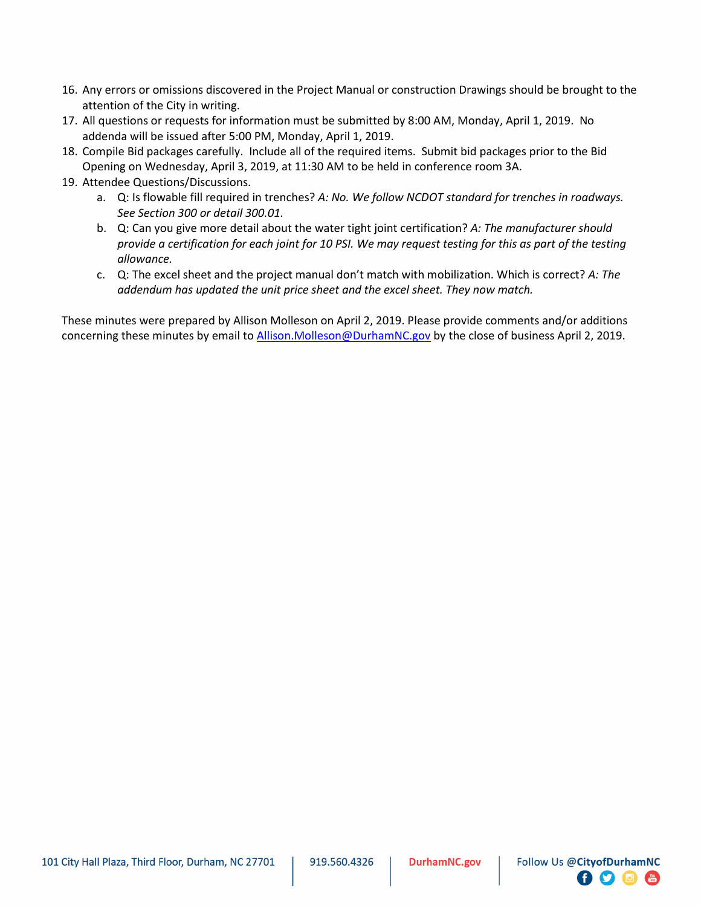16. Any errors or omissions discovered in the Project Manual or construction Drawings should be brought to the attention of the City in writing.
17. All questions or requests for information must be submitted by 8:00 AM, Monday, April 1, 2019. No addenda will be issued after 5:00 PM, Monday, April 1, 2019.
18. Compile Bid packages carefully. Include all of the required items. Submit bid packages prior to the Bid Opening on Wednesday, April 3, 2019, at 11:30 AM to be held in conference room 3A.
19. Attendee Questions/Discussions.
    a. Q: Is flowable fill required in trenches? *A: No. We follow NCDOT standard for trenches in roadways. See Section 300 or detail 300.01.*
    b. Q: Can you give more detail about the water tight joint certification? *A: The manufacturer should provide a certification for each joint for 10 PSI. We may request testing for this as part of the testing allowance.*
    c. Q: The excel sheet and the project manual don't match with mobilization. Which is correct? *A: The addendum has updated the unit price sheet and the excel sheet. They now match.*

These minutes were prepared by Allison Molleson on April 2, 2019. Please provide comments and/or additions concerning these minutes by email to Allison.Molleson@DurhamNC.gov by the close of business April 2, 2019.